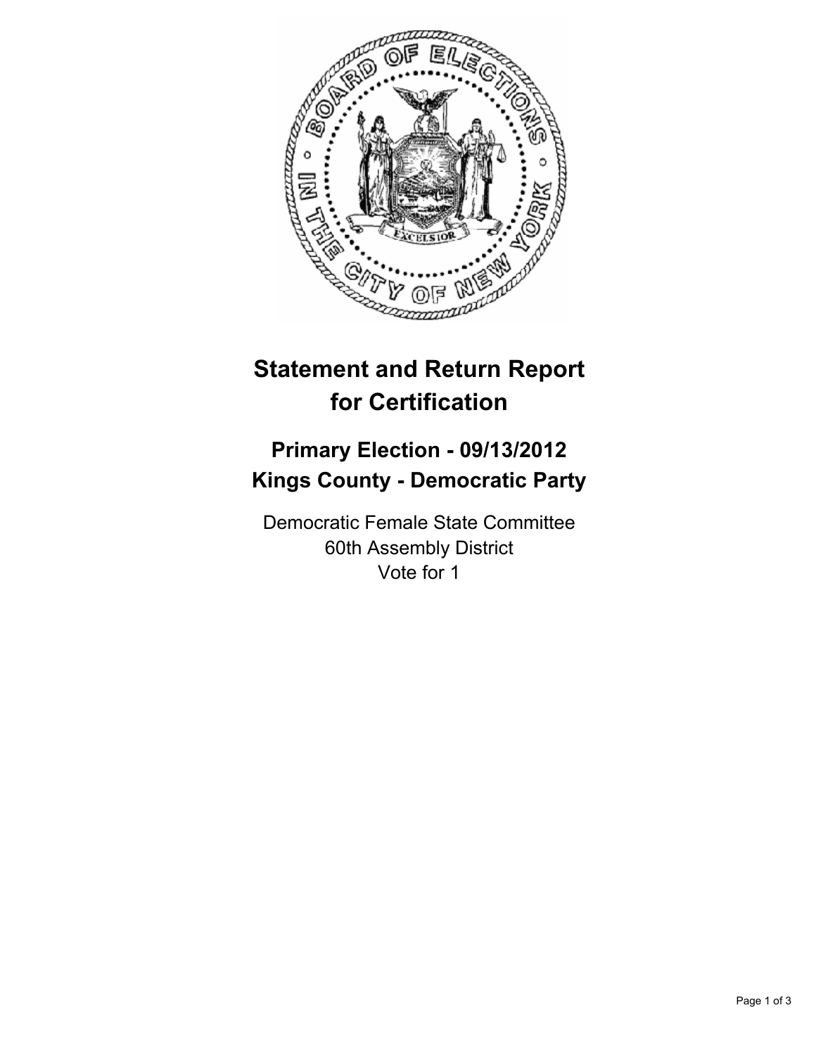# Statement and Return Report for Certification

## Primary Election - 09/13/2012
## Kings County - Democratic Party

Democratic Female State Committee
60th Assembly District
Vote for 1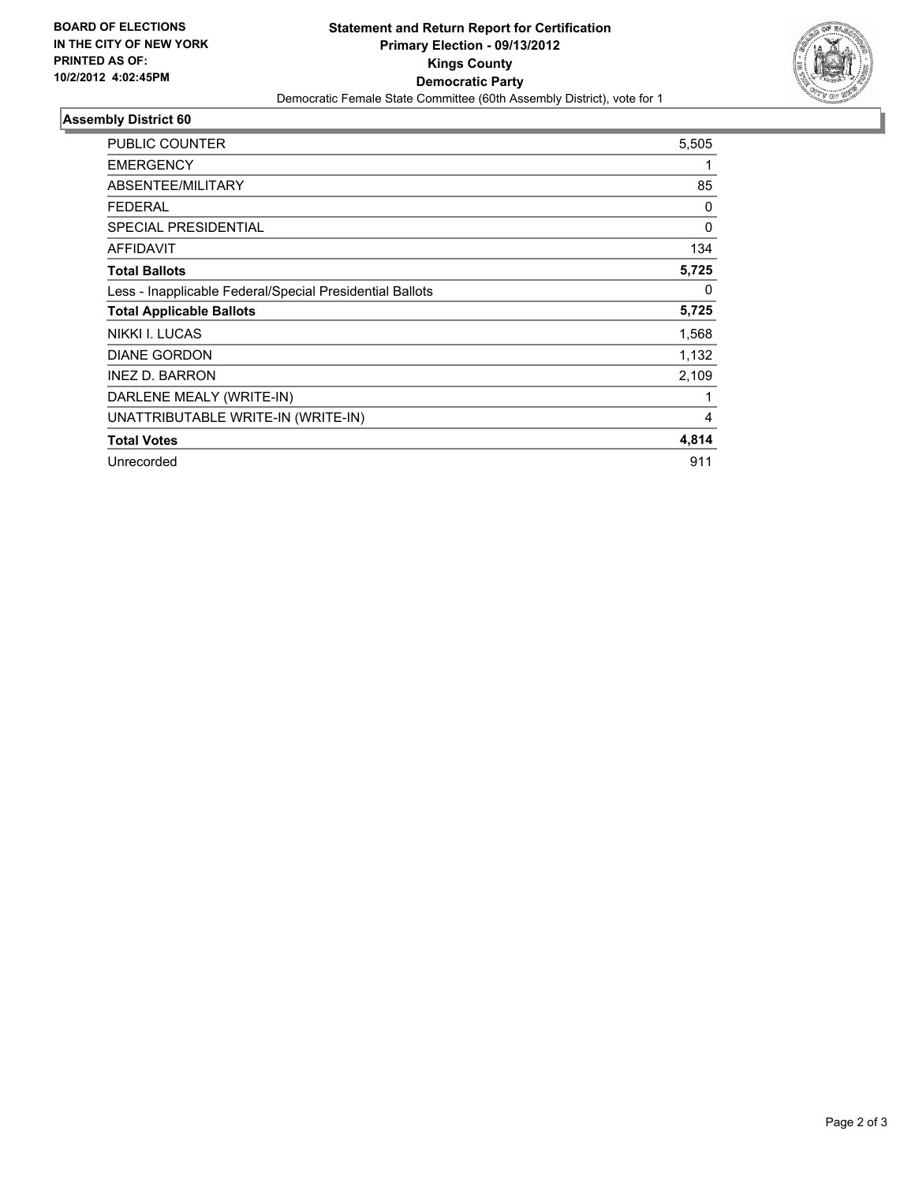**BOARD OF ELECTIONS**
**IN THE CITY OF NEW YORK**
**PRINTED AS OF:**
**10/2/2012 4:02:45PM**

# Statement and Return Report for Certification
## Primary Election - 09/13/2012
## Kings County
## Democratic Party
Democratic Female State Committee (60th Assembly District), vote for 1

### Assembly District 60

| | |
|---|---|
| PUBLIC COUNTER | 5,505 |
| EMERGENCY | 1 |
| ABSENTEE/MILITARY | 85 |
| FEDERAL | 0 |
| SPECIAL PRESIDENTIAL | 0 |
| AFFIDAVIT | 134 |
| **Total Ballots** | **5,725** |
| Less - Inapplicable Federal/Special Presidential Ballots | 0 |
| **Total Applicable Ballots** | **5,725** |
| NIKKI I. LUCAS | 1,568 |
| DIANE GORDON | 1,132 |
| INEZ D. BARRON | 2,109 |
| DARLENE MEALY (WRITE-IN) | 1 |
| UNATTRIBUTABLE WRITE-IN (WRITE-IN) | 4 |
| **Total Votes** | **4,814** |
| Unrecorded | 911 |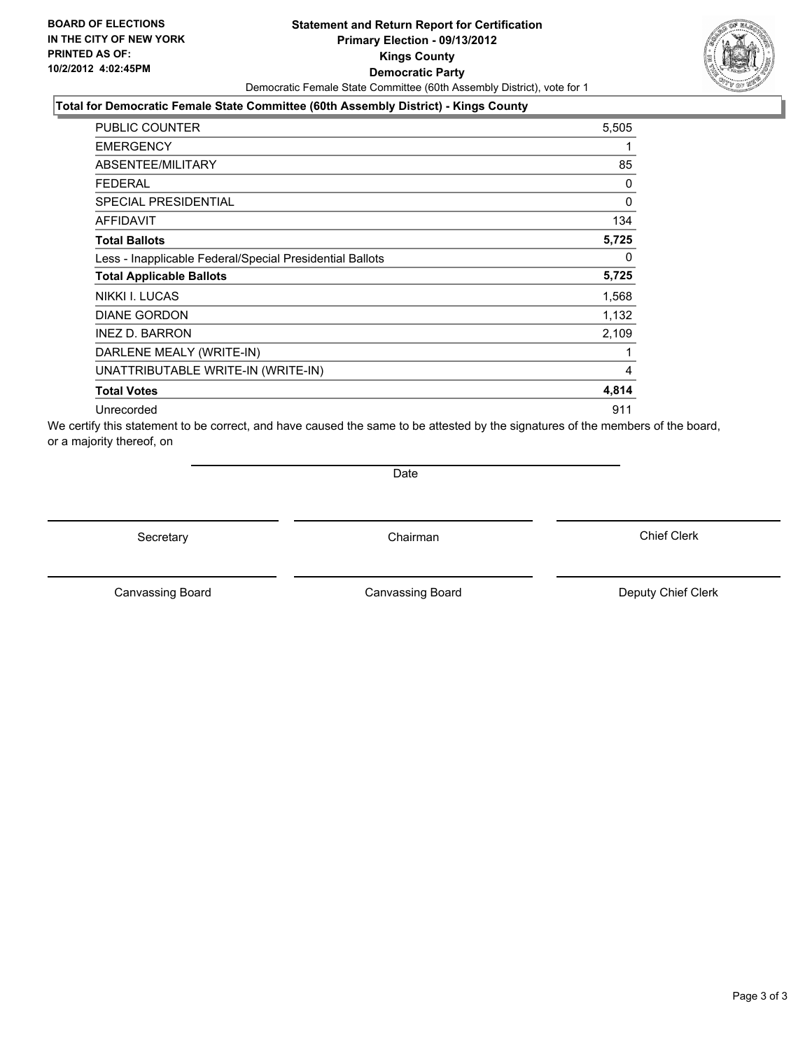**BOARD OF ELECTIONS IN THE CITY OF NEW YORK PRINTED AS OF: 10/2/2012 4:02:45PM**

**Statement and Return Report for Certification**
**Primary Election - 09/13/2012**
**Kings County**
**Democratic Party**
Democratic Female State Committee (60th Assembly District), vote for 1

**Total for Democratic Female State Committee (60th Assembly District) - Kings County**

| | |
|---|---|
| PUBLIC COUNTER | 5,505 |
| EMERGENCY | 1 |
| ABSENTEE/MILITARY | 85 |
| FEDERAL | 0 |
| SPECIAL PRESIDENTIAL | 0 |
| AFFIDAVIT | 134 |
| **Total Ballots** | **5,725** |
| Less - Inapplicable Federal/Special Presidential Ballots | 0 |
| **Total Applicable Ballots** | **5,725** |
| NIKKI I. LUCAS | 1,568 |
| DIANE GORDON | 1,132 |
| INEZ D. BARRON | 2,109 |
| DARLENE MEALY (WRITE-IN) | 1 |
| UNATTRIBUTABLE WRITE-IN (WRITE-IN) | 4 |
| **Total Votes** | **4,814** |
| Unrecorded | 911 |

We certify this statement to be correct, and have caused the same to be attested by the signatures of the members of the board, or a majority thereof, on

Date

Secretary

Chairman

Chief Clerk

Canvassing Board

Canvassing Board

Deputy Chief Clerk